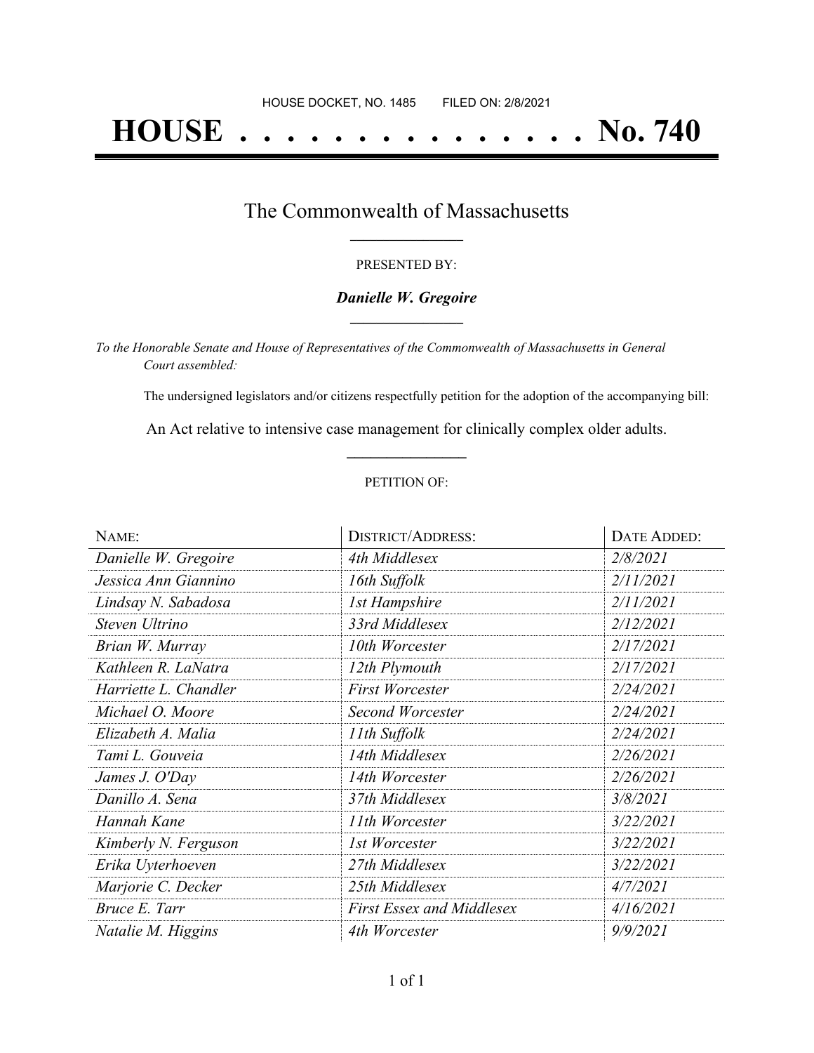HOUSE DOCKET, NO. 1485 FILED ON: 2/8/2021

# HOUSE . . . . . . . . . . . . . . . No. 740

## The Commonwealth of Massachusetts

PRESENTED BY:

***Danielle W. Gregoire***

*To the Honorable Senate and House of Representatives of the Commonwealth of Massachusetts in General Court assembled:*

The undersigned legislators and/or citizens respectfully petition for the adoption of the accompanying bill:

An Act relative to intensive case management for clinically complex older adults.

PETITION OF:

| NAME: | DISTRICT/ADDRESS: | DATE ADDED: |
|---|---|---|
| *Danielle W. Gregoire* | *4th Middlesex* | *2/8/2021* |
| *Jessica Ann Giannino* | *16th Suffolk* | *2/11/2021* |
| *Lindsay N. Sabadosa* | *1st Hampshire* | *2/11/2021* |
| *Steven Ultrino* | *33rd Middlesex* | *2/12/2021* |
| *Brian W. Murray* | *10th Worcester* | *2/17/2021* |
| *Kathleen R. LaNatra* | *12th Plymouth* | *2/17/2021* |
| *Harriette L. Chandler* | *First Worcester* | *2/24/2021* |
| *Michael O. Moore* | *Second Worcester* | *2/24/2021* |
| *Elizabeth A. Malia* | *11th Suffolk* | *2/24/2021* |
| *Tami L. Gouveia* | *14th Middlesex* | *2/26/2021* |
| *James J. O'Day* | *14th Worcester* | *2/26/2021* |
| *Danillo A. Sena* | *37th Middlesex* | *3/8/2021* |
| *Hannah Kane* | *11th Worcester* | *3/22/2021* |
| *Kimberly N. Ferguson* | *1st Worcester* | *3/22/2021* |
| *Erika Uyterhoeven* | *27th Middlesex* | *3/22/2021* |
| *Marjorie C. Decker* | *25th Middlesex* | *4/7/2021* |
| *Bruce E. Tarr* | *First Essex and Middlesex* | *4/16/2021* |
| *Natalie M. Higgins* | *4th Worcester* | *9/9/2021* |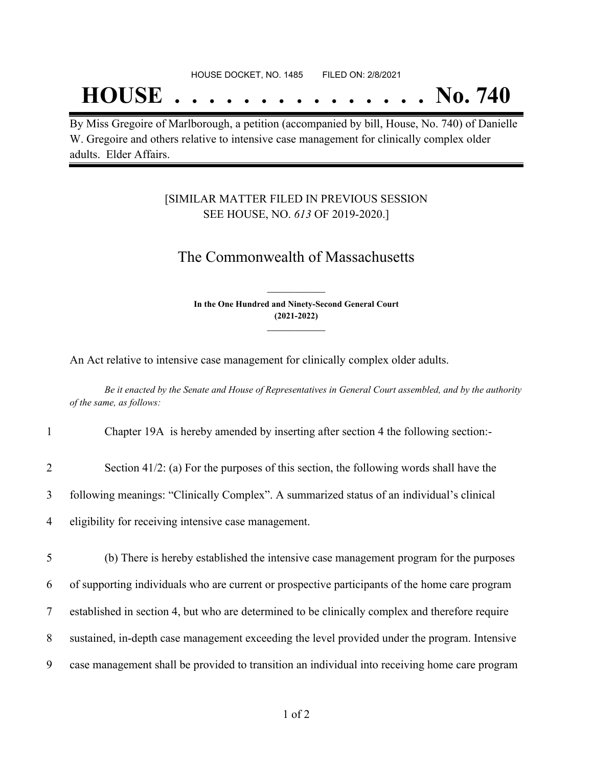HOUSE DOCKET, NO. 1485 FILED ON: 2/8/2021

# HOUSE . . . . . . . . . . . . . . . No. 740

By Miss Gregoire of Marlborough, a petition (accompanied by bill, House, No. 740) of Danielle W. Gregoire and others relative to intensive case management for clinically complex older adults. Elder Affairs.

[SIMILAR MATTER FILED IN PREVIOUS SESSION SEE HOUSE, NO. *613* OF 2019-2020.]

## The Commonwealth of Massachusetts

**In the One Hundred and Ninety-Second General Court (2021-2022)**

An Act relative to intensive case management for clinically complex older adults.

*Be it enacted by the Senate and House of Representatives in General Court assembled, and by the authority of the same, as follows:*

1 Chapter 19A is hereby amended by inserting after section 4 the following section:-

2 Section 41/2: (a) For the purposes of this section, the following words shall have the
3 following meanings: "Clinically Complex". A summarized status of an individual's clinical
4 eligibility for receiving intensive case management.

5 (b) There is hereby established the intensive case management program for the purposes
6 of supporting individuals who are current or prospective participants of the home care program
7 established in section 4, but who are determined to be clinically complex and therefore require
8 sustained, in-depth case management exceeding the level provided under the program. Intensive
9 case management shall be provided to transition an individual into receiving home care program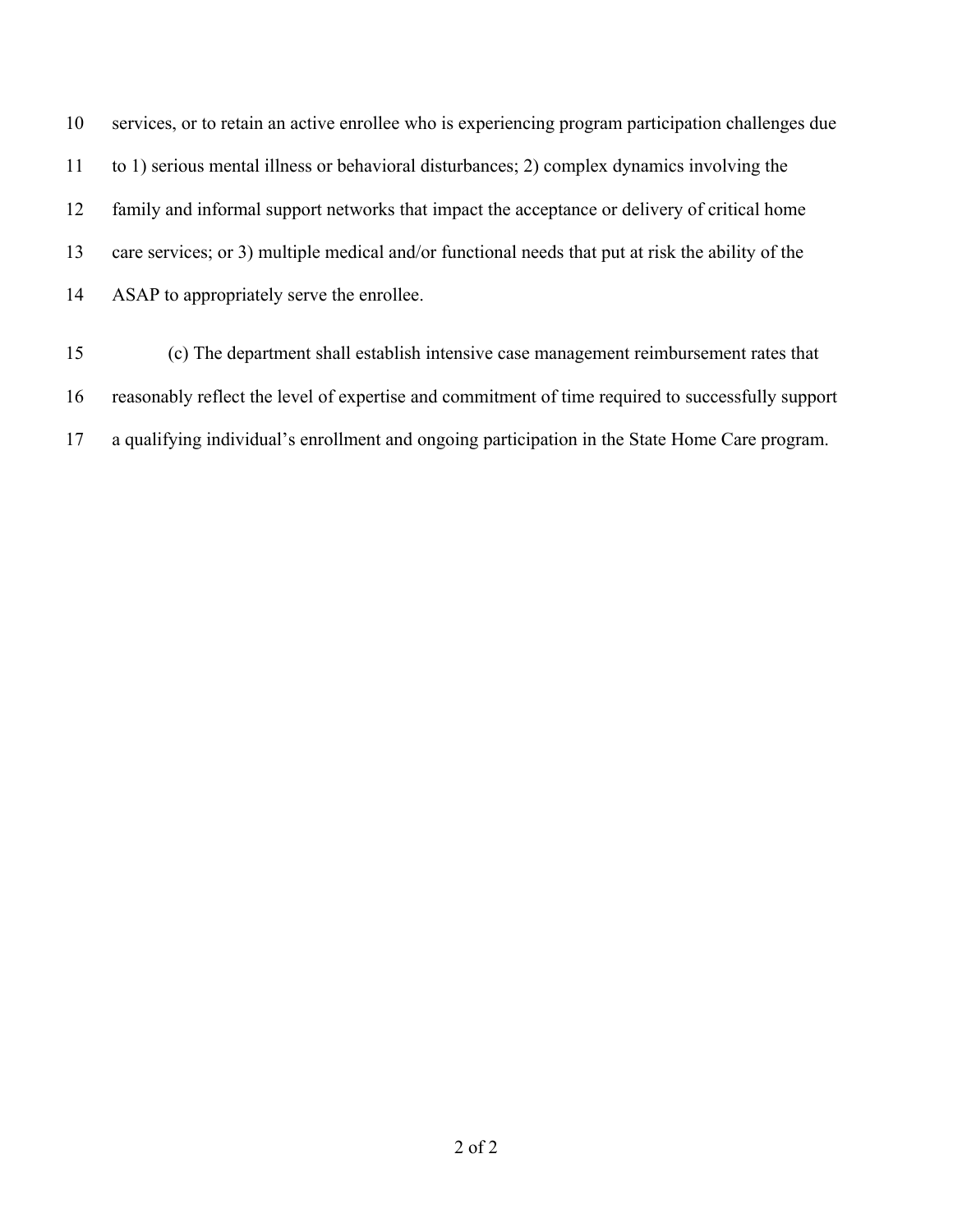services, or to retain an active enrollee who is experiencing program participation challenges due to 1) serious mental illness or behavioral disturbances; 2) complex dynamics involving the family and informal support networks that impact the acceptance or delivery of critical home care services; or 3) multiple medical and/or functional needs that put at risk the ability of the ASAP to appropriately serve the enrollee.

(c) The department shall establish intensive case management reimbursement rates that reasonably reflect the level of expertise and commitment of time required to successfully support a qualifying individual's enrollment and ongoing participation in the State Home Care program.